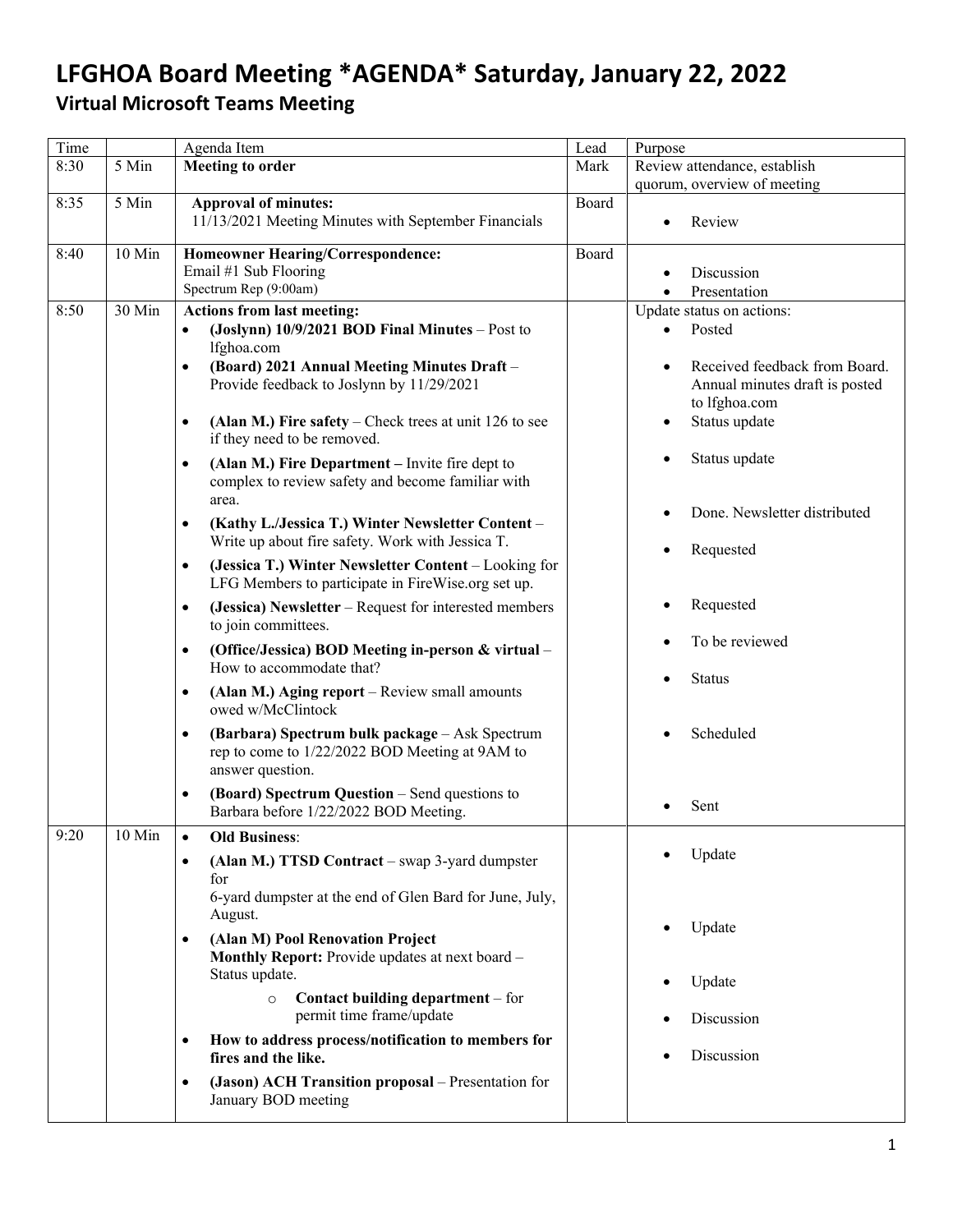# LFGHOA Board Meeting *AGENDA* Saturday, January 22, 2022

## Virtual Microsoft Teams Meeting

| Time | | Agenda Item | Lead | Purpose |
|---|---|---|---|---|
| 8:30 | 5 Min | **Meeting to order** | Mark | Review attendance, establish quorum, overview of meeting |
| 8:35 | 5 Min | **Approval of minutes:**<br>11/13/2021 Meeting Minutes with September Financials | Board | • Review |
| 8:40 | 10 Min | **Homeowner Hearing/Correspondence:**<br>Email #1 Sub Flooring<br>Spectrum Rep (9:00am) | Board | • Discussion<br>• Presentation |
| 8:50 | 30 Min | **Actions from last meeting:**<br>• **(Joslynn) 10/9/2021 BOD Final Minutes** – Post to lfghoa.com<br>• **(Board) 2021 Annual Meeting Minutes Draft** – Provide feedback to Joslynn by 11/29/2021<br>• **(Alan M.) Fire safety** – Check trees at unit 126 to see if they need to be removed.<br>• **(Alan M.) Fire Department –** Invite fire dept to complex to review safety and become familiar with area.<br>• **(Kathy L./Jessica T.) Winter Newsletter Content** – Write up about fire safety. Work with Jessica T.<br>• **(Jessica T.) Winter Newsletter Content** – Looking for LFG Members to participate in FireWise.org set up.<br>• **(Jessica) Newsletter** – Request for interested members to join committees.<br>• **(Office/Jessica) BOD Meeting in-person & virtual** – How to accommodate that?<br>• **(Alan M.) Aging report** – Review small amounts owed w/McClintock<br>• **(Barbara) Spectrum bulk package** – Ask Spectrum rep to come to 1/22/2022 BOD Meeting at 9AM to answer question.<br>• **(Board) Spectrum Question** – Send questions to Barbara before 1/22/2022 BOD Meeting. | | Update status on actions:<br>• Posted<br>• Received feedback from Board. Annual minutes draft is posted to lfghoa.com<br>• Status update<br>• Status update<br>• Done. Newsletter distributed<br>• Requested<br>• Requested<br>• To be reviewed<br>• Status<br>• Scheduled<br>• Sent |
| 9:20 | 10 Min | • **Old Business**:<br>• **(Alan M.) TTSD Contract** – swap 3-yard dumpster for 6-yard dumpster at the end of Glen Bard for June, July, August.<br>• **(Alan M) Pool Renovation Project**<br>**Monthly Report:** Provide updates at next board – Status update.<br>  ○ **Contact building department** – for permit time frame/update<br>• **How to address process/notification to members for fires and the like.**<br>• **(Jason) ACH Transition proposal** – Presentation for January BOD meeting | | • Update<br>• Update<br>• Update<br>• Discussion<br>• Discussion |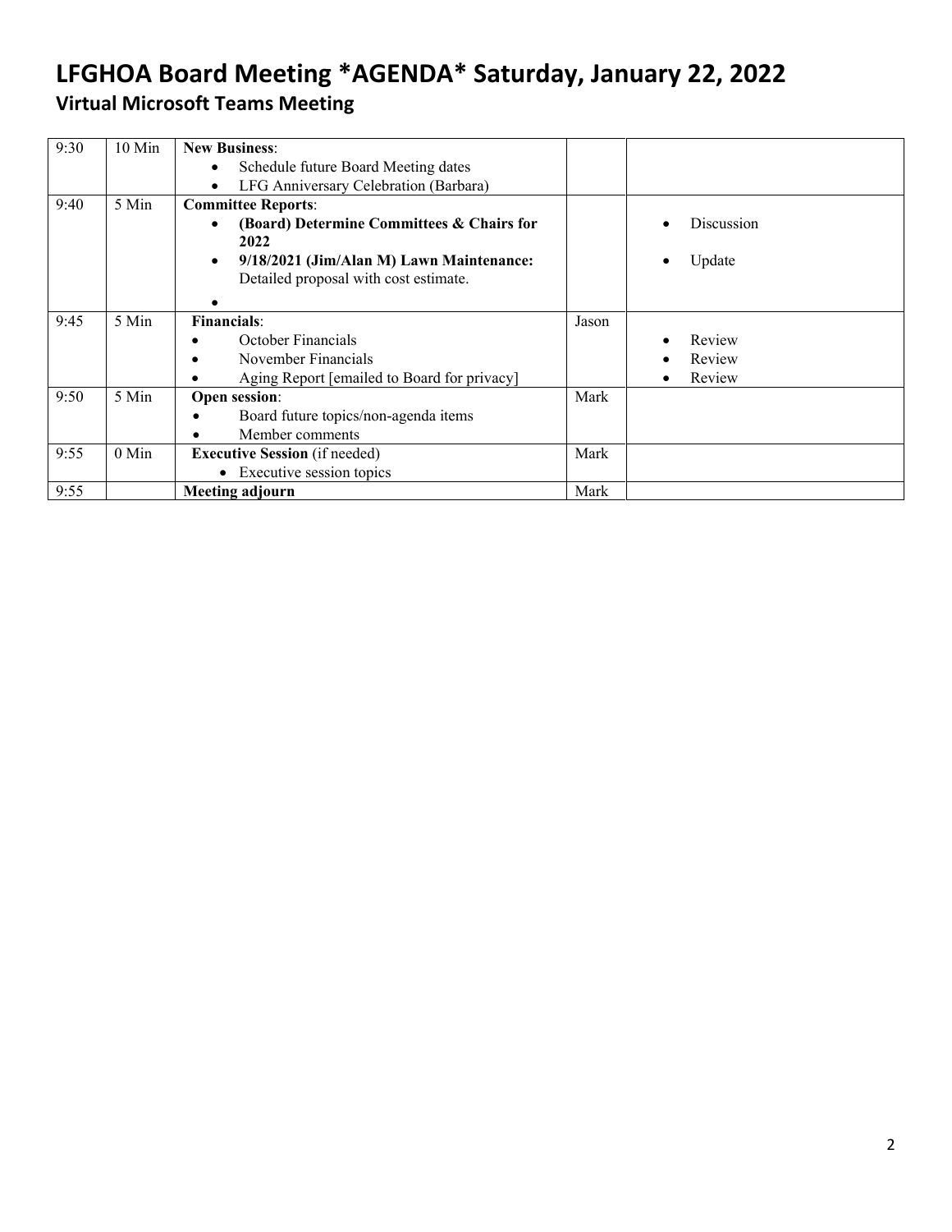# LFGHOA Board Meeting *AGENDA* Saturday, January 22, 2022

## Virtual Microsoft Teams Meeting

| | | | | |
|---|---|---|---|---|
| 9:30 | 10 Min | **New Business**:<br>• Schedule future Board Meeting dates<br>• LFG Anniversary Celebration (Barbara) | | |
| 9:40 | 5 Min | **Committee Reports**:<br>• **(Board) Determine Committees & Chairs for 2022**<br>• **9/18/2021 (Jim/Alan M) Lawn Maintenance:** Detailed proposal with cost estimate.<br>• | | • Discussion<br>• Update |
| 9:45 | 5 Min | **Financials**:<br>• October Financials<br>• November Financials<br>• Aging Report [emailed to Board for privacy] | Jason | • Review<br>• Review<br>• Review |
| 9:50 | 5 Min | **Open session**:<br>• Board future topics/non-agenda items<br>• Member comments | Mark | |
| 9:55 | 0 Min | **Executive Session** (if needed)<br>• Executive session topics | Mark | |
| 9:55 | | **Meeting adjourn** | Mark | |